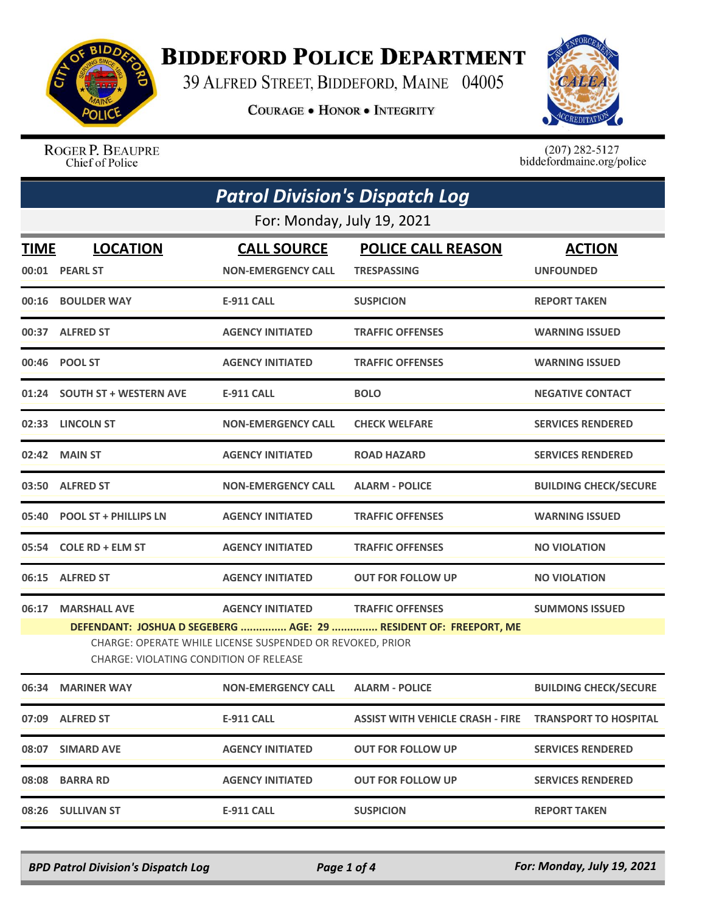# BIDDEFORD POLICE DEPARTMENT

39 ALFRED STREET, BIDDEFORD, MAINE 04005

COURAGE • HONOR • INTEGRITY

ROGER P. BEAUPRE
Chief of Police

(207) 282-5127
biddefordmaine.org/police

## Patrol Division's Dispatch Log

For: Monday, July 19, 2021

| TIME | LOCATION | CALL SOURCE | POLICE CALL REASON | ACTION |
|---|---|---|---|---|
| 00:01 | PEARL ST | NON-EMERGENCY CALL | TRESPASSING | UNFOUNDED |
| 00:16 | BOULDER WAY | E-911 CALL | SUSPICION | REPORT TAKEN |
| 00:37 | ALFRED ST | AGENCY INITIATED | TRAFFIC OFFENSES | WARNING ISSUED |
| 00:46 | POOL ST | AGENCY INITIATED | TRAFFIC OFFENSES | WARNING ISSUED |
| 01:24 | SOUTH ST + WESTERN AVE | E-911 CALL | BOLO | NEGATIVE CONTACT |
| 02:33 | LINCOLN ST | NON-EMERGENCY CALL | CHECK WELFARE | SERVICES RENDERED |
| 02:42 | MAIN ST | AGENCY INITIATED | ROAD HAZARD | SERVICES RENDERED |
| 03:50 | ALFRED ST | NON-EMERGENCY CALL | ALARM - POLICE | BUILDING CHECK/SECURE |
| 05:40 | POOL ST + PHILLIPS LN | AGENCY INITIATED | TRAFFIC OFFENSES | WARNING ISSUED |
| 05:54 | COLE RD + ELM ST | AGENCY INITIATED | TRAFFIC OFFENSES | NO VIOLATION |
| 06:15 | ALFRED ST | AGENCY INITIATED | OUT FOR FOLLOW UP | NO VIOLATION |
| 06:17 | MARSHALL AVE | AGENCY INITIATED | TRAFFIC OFFENSES | SUMMONS ISSUED |

**DEFENDANT: JOSHUA D SEGEBERG ............... AGE: 29 ............... RESIDENT OF: FREEPORT, ME**

CHARGE: OPERATE WHILE LICENSE SUSPENDED OR REVOKED, PRIOR
CHARGE: VIOLATING CONDITION OF RELEASE

| TIME | LOCATION | CALL SOURCE | POLICE CALL REASON | ACTION |
|---|---|---|---|---|
| 06:34 | MARINER WAY | NON-EMERGENCY CALL | ALARM - POLICE | BUILDING CHECK/SECURE |
| 07:09 | ALFRED ST | E-911 CALL | ASSIST WITH VEHICLE CRASH - FIRE | TRANSPORT TO HOSPITAL |
| 08:07 | SIMARD AVE | AGENCY INITIATED | OUT FOR FOLLOW UP | SERVICES RENDERED |
| 08:08 | BARRA RD | AGENCY INITIATED | OUT FOR FOLLOW UP | SERVICES RENDERED |
| 08:26 | SULLIVAN ST | E-911 CALL | SUSPICION | REPORT TAKEN |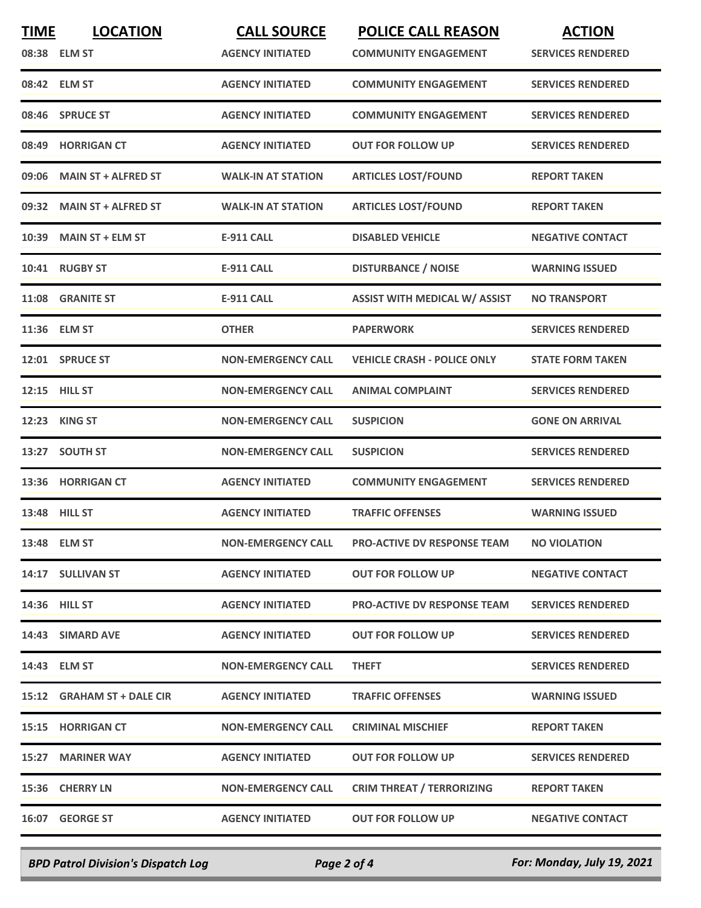| TIME | LOCATION | CALL SOURCE | POLICE CALL REASON | ACTION |
|---|---|---|---|---|
| 08:38 | ELM ST | AGENCY INITIATED | COMMUNITY ENGAGEMENT | SERVICES RENDERED |
| 08:42 | ELM ST | AGENCY INITIATED | COMMUNITY ENGAGEMENT | SERVICES RENDERED |
| 08:46 | SPRUCE ST | AGENCY INITIATED | COMMUNITY ENGAGEMENT | SERVICES RENDERED |
| 08:49 | HORRIGAN CT | AGENCY INITIATED | OUT FOR FOLLOW UP | SERVICES RENDERED |
| 09:06 | MAIN ST + ALFRED ST | WALK-IN AT STATION | ARTICLES LOST/FOUND | REPORT TAKEN |
| 09:32 | MAIN ST + ALFRED ST | WALK-IN AT STATION | ARTICLES LOST/FOUND | REPORT TAKEN |
| 10:39 | MAIN ST + ELM ST | E-911 CALL | DISABLED VEHICLE | NEGATIVE CONTACT |
| 10:41 | RUGBY ST | E-911 CALL | DISTURBANCE / NOISE | WARNING ISSUED |
| 11:08 | GRANITE ST | E-911 CALL | ASSIST WITH MEDICAL W/ ASSIST | NO TRANSPORT |
| 11:36 | ELM ST | OTHER | PAPERWORK | SERVICES RENDERED |
| 12:01 | SPRUCE ST | NON-EMERGENCY CALL | VEHICLE CRASH - POLICE ONLY | STATE FORM TAKEN |
| 12:15 | HILL ST | NON-EMERGENCY CALL | ANIMAL COMPLAINT | SERVICES RENDERED |
| 12:23 | KING ST | NON-EMERGENCY CALL | SUSPICION | GONE ON ARRIVAL |
| 13:27 | SOUTH ST | NON-EMERGENCY CALL | SUSPICION | SERVICES RENDERED |
| 13:36 | HORRIGAN CT | AGENCY INITIATED | COMMUNITY ENGAGEMENT | SERVICES RENDERED |
| 13:48 | HILL ST | AGENCY INITIATED | TRAFFIC OFFENSES | WARNING ISSUED |
| 13:48 | ELM ST | NON-EMERGENCY CALL | PRO-ACTIVE DV RESPONSE TEAM | NO VIOLATION |
| 14:17 | SULLIVAN ST | AGENCY INITIATED | OUT FOR FOLLOW UP | NEGATIVE CONTACT |
| 14:36 | HILL ST | AGENCY INITIATED | PRO-ACTIVE DV RESPONSE TEAM | SERVICES RENDERED |
| 14:43 | SIMARD AVE | AGENCY INITIATED | OUT FOR FOLLOW UP | SERVICES RENDERED |
| 14:43 | ELM ST | NON-EMERGENCY CALL | THEFT | SERVICES RENDERED |
| 15:12 | GRAHAM ST + DALE CIR | AGENCY INITIATED | TRAFFIC OFFENSES | WARNING ISSUED |
| 15:15 | HORRIGAN CT | NON-EMERGENCY CALL | CRIMINAL MISCHIEF | REPORT TAKEN |
| 15:27 | MARINER WAY | AGENCY INITIATED | OUT FOR FOLLOW UP | SERVICES RENDERED |
| 15:36 | CHERRY LN | NON-EMERGENCY CALL | CRIM THREAT / TERRORIZING | REPORT TAKEN |
| 16:07 | GEORGE ST | AGENCY INITIATED | OUT FOR FOLLOW UP | NEGATIVE CONTACT |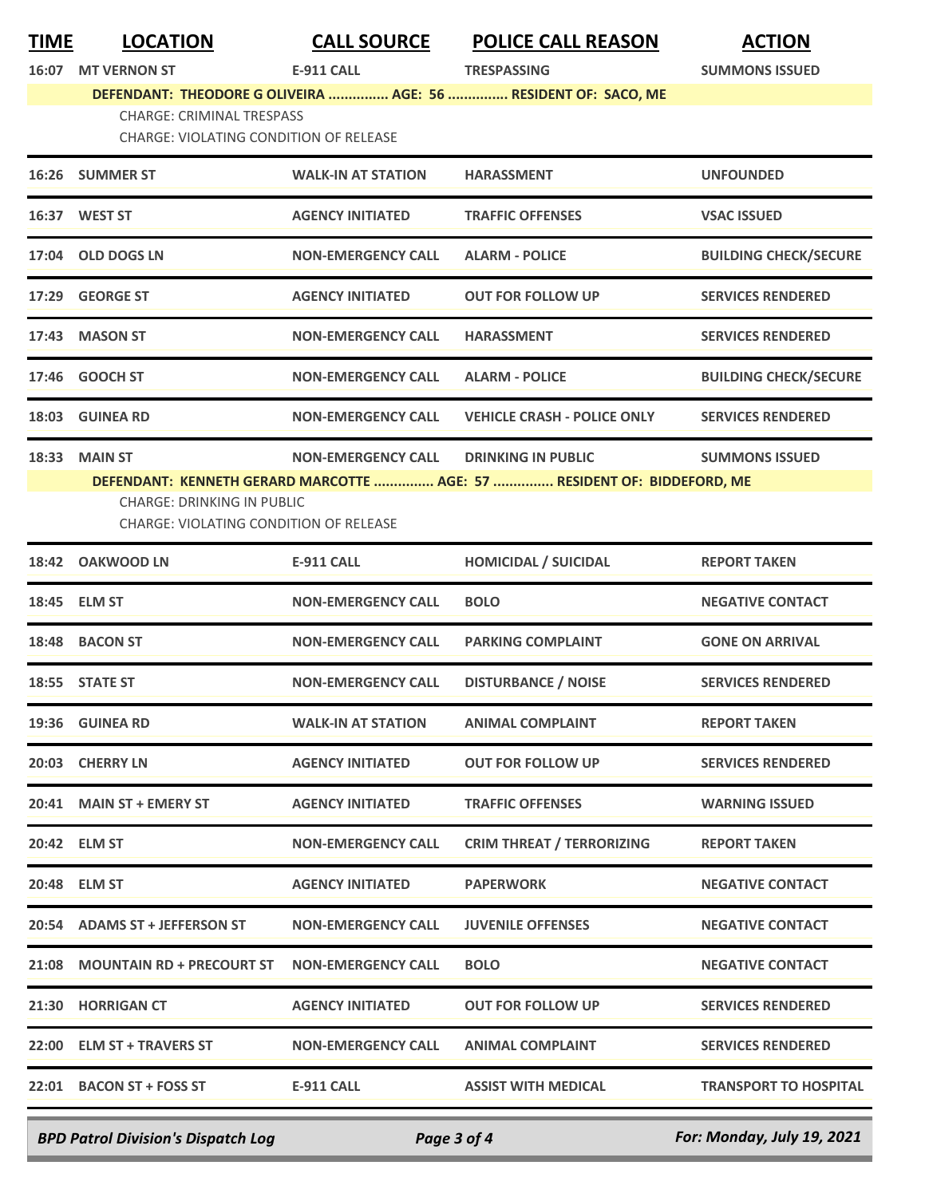| TIME | LOCATION | CALL SOURCE | POLICE CALL REASON | ACTION |
|---|---|---|---|---|
| 16:07 | MT VERNON ST | E-911 CALL | TRESPASSING | SUMMONS ISSUED |
| | DEFENDANT: THEODORE G OLIVEIRA ............... AGE: 56 ............... RESIDENT OF: SACO, ME<br>CHARGE: CRIMINAL TRESPASS<br>CHARGE: VIOLATING CONDITION OF RELEASE | | | |
| 16:26 | SUMMER ST | WALK-IN AT STATION | HARASSMENT | UNFOUNDED |
| 16:37 | WEST ST | AGENCY INITIATED | TRAFFIC OFFENSES | VSAC ISSUED |
| 17:04 | OLD DOGS LN | NON-EMERGENCY CALL | ALARM - POLICE | BUILDING CHECK/SECURE |
| 17:29 | GEORGE ST | AGENCY INITIATED | OUT FOR FOLLOW UP | SERVICES RENDERED |
| 17:43 | MASON ST | NON-EMERGENCY CALL | HARASSMENT | SERVICES RENDERED |
| 17:46 | GOOCH ST | NON-EMERGENCY CALL | ALARM - POLICE | BUILDING CHECK/SECURE |
| 18:03 | GUINEA RD | NON-EMERGENCY CALL | VEHICLE CRASH - POLICE ONLY | SERVICES RENDERED |
| 18:33 | MAIN ST | NON-EMERGENCY CALL | DRINKING IN PUBLIC | SUMMONS ISSUED |
| | DEFENDANT: KENNETH GERARD MARCOTTE ............... AGE: 57 ............... RESIDENT OF: BIDDEFORD, ME<br>CHARGE: DRINKING IN PUBLIC<br>CHARGE: VIOLATING CONDITION OF RELEASE | | | |
| 18:42 | OAKWOOD LN | E-911 CALL | HOMICIDAL / SUICIDAL | REPORT TAKEN |
| 18:45 | ELM ST | NON-EMERGENCY CALL | BOLO | NEGATIVE CONTACT |
| 18:48 | BACON ST | NON-EMERGENCY CALL | PARKING COMPLAINT | GONE ON ARRIVAL |
| 18:55 | STATE ST | NON-EMERGENCY CALL | DISTURBANCE / NOISE | SERVICES RENDERED |
| 19:36 | GUINEA RD | WALK-IN AT STATION | ANIMAL COMPLAINT | REPORT TAKEN |
| 20:03 | CHERRY LN | AGENCY INITIATED | OUT FOR FOLLOW UP | SERVICES RENDERED |
| 20:41 | MAIN ST + EMERY ST | AGENCY INITIATED | TRAFFIC OFFENSES | WARNING ISSUED |
| 20:42 | ELM ST | NON-EMERGENCY CALL | CRIM THREAT / TERRORIZING | REPORT TAKEN |
| 20:48 | ELM ST | AGENCY INITIATED | PAPERWORK | NEGATIVE CONTACT |
| 20:54 | ADAMS ST + JEFFERSON ST | NON-EMERGENCY CALL | JUVENILE OFFENSES | NEGATIVE CONTACT |
| 21:08 | MOUNTAIN RD + PRECOURT ST | NON-EMERGENCY CALL | BOLO | NEGATIVE CONTACT |
| 21:30 | HORRIGAN CT | AGENCY INITIATED | OUT FOR FOLLOW UP | SERVICES RENDERED |
| 22:00 | ELM ST + TRAVERS ST | NON-EMERGENCY CALL | ANIMAL COMPLAINT | SERVICES RENDERED |
| 22:01 | BACON ST + FOSS ST | E-911 CALL | ASSIST WITH MEDICAL | TRANSPORT TO HOSPITAL |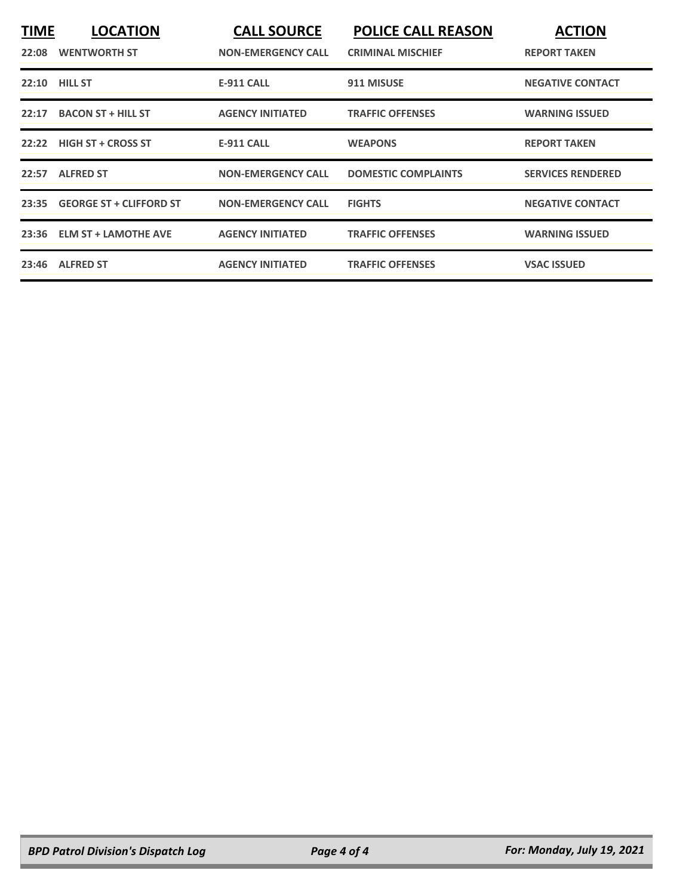| TIME | LOCATION | CALL SOURCE | POLICE CALL REASON | ACTION |
|---|---|---|---|---|
| 22:08 | WENTWORTH ST | NON-EMERGENCY CALL | CRIMINAL MISCHIEF | REPORT TAKEN |
| 22:10 | HILL ST | E-911 CALL | 911 MISUSE | NEGATIVE CONTACT |
| 22:17 | BACON ST + HILL ST | AGENCY INITIATED | TRAFFIC OFFENSES | WARNING ISSUED |
| 22:22 | HIGH ST + CROSS ST | E-911 CALL | WEAPONS | REPORT TAKEN |
| 22:57 | ALFRED ST | NON-EMERGENCY CALL | DOMESTIC COMPLAINTS | SERVICES RENDERED |
| 23:35 | GEORGE ST + CLIFFORD ST | NON-EMERGENCY CALL | FIGHTS | NEGATIVE CONTACT |
| 23:36 | ELM ST + LAMOTHE AVE | AGENCY INITIATED | TRAFFIC OFFENSES | WARNING ISSUED |
| 23:46 | ALFRED ST | AGENCY INITIATED | TRAFFIC OFFENSES | VSAC ISSUED |